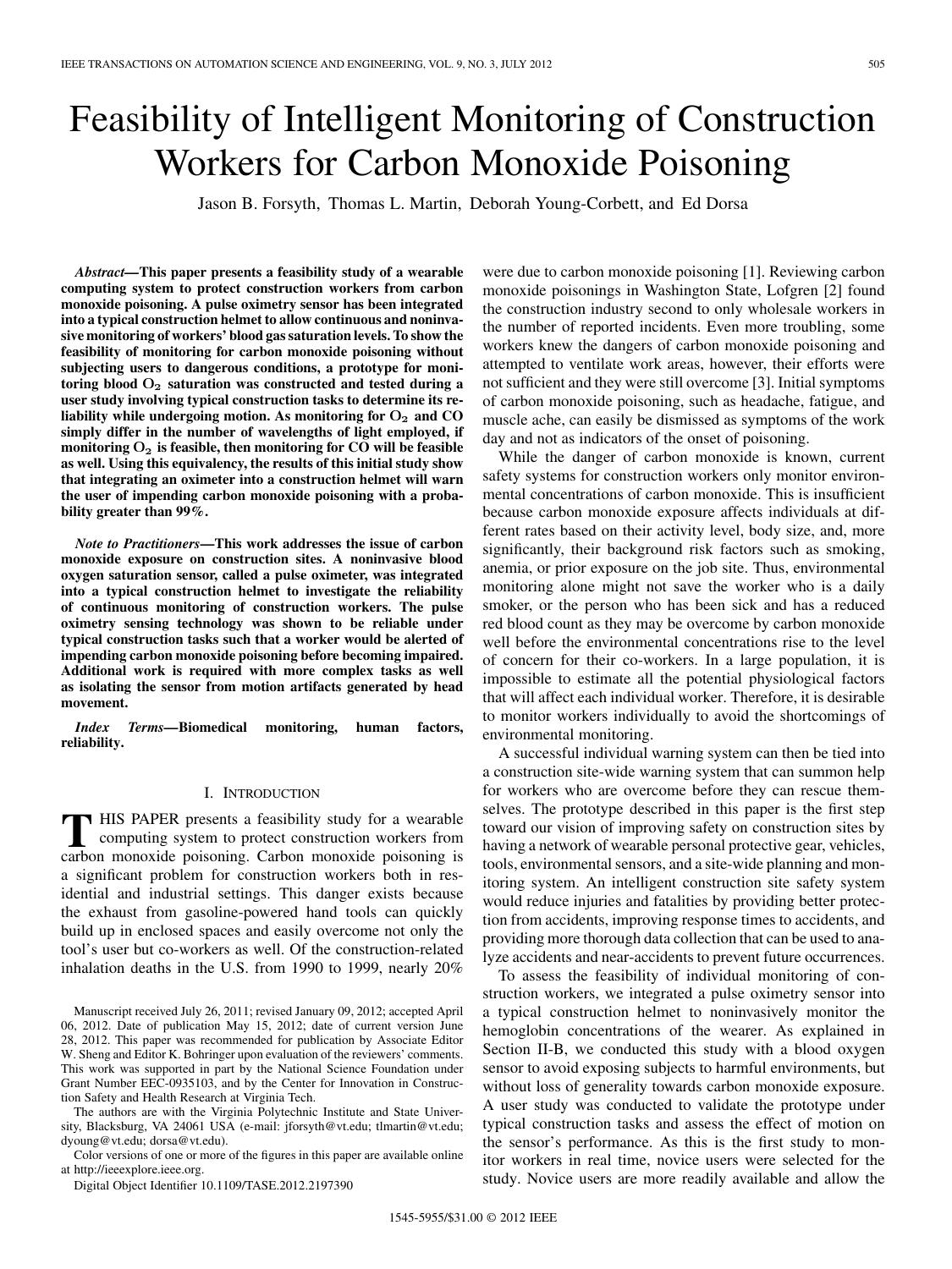# Feasibility of Intelligent Monitoring of Construction Workers for Carbon Monoxide Poisoning

Jason B. Forsyth, Thomas L. Martin, Deborah Young-Corbett, and Ed Dorsa

***Abstract*—This paper presents a feasibility study of a wearable computing system to protect construction workers from carbon monoxide poisoning. A pulse oximetry sensor has been integrated into a typical construction helmet to allow continuous and noninvasive monitoring of workers' blood gas saturation levels. To show the feasibility of monitoring for carbon monoxide poisoning without subjecting users to dangerous conditions, a prototype for monitoring blood $O_2$ saturation was constructed and tested during a user study involving typical construction tasks to determine its reliability while undergoing motion. As monitoring for $O_2$ and CO simply differ in the number of wavelengths of light employed, if monitoring $O_2$ is feasible, then monitoring for CO will be feasible as well. Using this equivalency, the results of this initial study show that integrating an oximeter into a construction helmet will warn the user of impending carbon monoxide poisoning with a probability greater than 99%.**

***Note to Practitioners*—This work addresses the issue of carbon monoxide exposure on construction sites. A noninvasive blood oxygen saturation sensor, called a pulse oximeter, was integrated into a typical construction helmet to investigate the reliability of continuous monitoring of construction workers. The pulse oximetry sensing technology was shown to be reliable under typical construction tasks such that a worker would be alerted of impending carbon monoxide poisoning before becoming impaired. Additional work is required with more complex tasks as well as isolating the sensor from motion artifacts generated by head movement.**

***Index Terms*—Biomedical monitoring, human factors, reliability.**

## I. Introduction

THIS PAPER presents a feasibility study for a wearable computing system to protect construction workers from carbon monoxide poisoning. Carbon monoxide poisoning is a significant problem for construction workers both in residential and industrial settings. This danger exists because the exhaust from gasoline-powered hand tools can quickly build up in enclosed spaces and easily overcome not only the tool's user but co-workers as well. Of the construction-related inhalation deaths in the U.S. from 1990 to 1999, nearly 20% were due to carbon monoxide poisoning [1]. Reviewing carbon monoxide poisonings in Washington State, Lofgren [2] found the construction industry second to only wholesale workers in the number of reported incidents. Even more troubling, some workers knew the dangers of carbon monoxide poisoning and attempted to ventilate work areas, however, their efforts were not sufficient and they were still overcome [3]. Initial symptoms of carbon monoxide poisoning, such as headache, fatigue, and muscle ache, can easily be dismissed as symptoms of the work day and not as indicators of the onset of poisoning.

While the danger of carbon monoxide is known, current safety systems for construction workers only monitor environmental concentrations of carbon monoxide. This is insufficient because carbon monoxide exposure affects individuals at different rates based on their activity level, body size, and, more significantly, their background risk factors such as smoking, anemia, or prior exposure on the job site. Thus, environmental monitoring alone might not save the worker who is a daily smoker, or the person who has been sick and has a reduced red blood count as they may be overcome by carbon monoxide well before the environmental concentrations rise to the level of concern for their co-workers. In a large population, it is impossible to estimate all the potential physiological factors that will affect each individual worker. Therefore, it is desirable to monitor workers individually to avoid the shortcomings of environmental monitoring.

A successful individual warning system can then be tied into a construction site-wide warning system that can summon help for workers who are overcome before they can rescue themselves. The prototype described in this paper is the first step toward our vision of improving safety on construction sites by having a network of wearable personal protective gear, vehicles, tools, environmental sensors, and a site-wide planning and monitoring system. An intelligent construction site safety system would reduce injuries and fatalities by providing better protection from accidents, improving response times to accidents, and providing more thorough data collection that can be used to analyze accidents and near-accidents to prevent future occurrences.

To assess the feasibility of individual monitoring of construction workers, we integrated a pulse oximetry sensor into a typical construction helmet to noninvasively monitor the hemoglobin concentrations of the wearer. As explained in Section II-B, we conducted this study with a blood oxygen sensor to avoid exposing subjects to harmful environments, but without loss of generality towards carbon monoxide exposure. A user study was conducted to validate the prototype under typical construction tasks and assess the effect of motion on the sensor's performance. As this is the first study to monitor workers in real time, novice users were selected for the study. Novice users are more readily available and allow the

Manuscript received July 26, 2011; revised January 09, 2012; accepted April 06, 2012. Date of publication May 15, 2012; date of current version June 28, 2012. This paper was recommended for publication by Associate Editor W. Sheng and Editor K. Bohringer upon evaluation of the reviewers' comments. This work was supported in part by the National Science Foundation under Grant Number EEC-0935103, and by the Center for Innovation in Construction Safety and Health Research at Virginia Tech.

The authors are with the Virginia Polytechnic Institute and State University, Blacksburg, VA 24061 USA (e-mail: jforsyth@vt.edu; tlmartin@vt.edu; dyoung@vt.edu; dorsa@vt.edu).

Color versions of one or more of the figures in this paper are available online at http://ieeexplore.ieee.org.

Digital Object Identifier 10.1109/TASE.2012.2197390

1545-5955/$31.00 © 2012 IEEE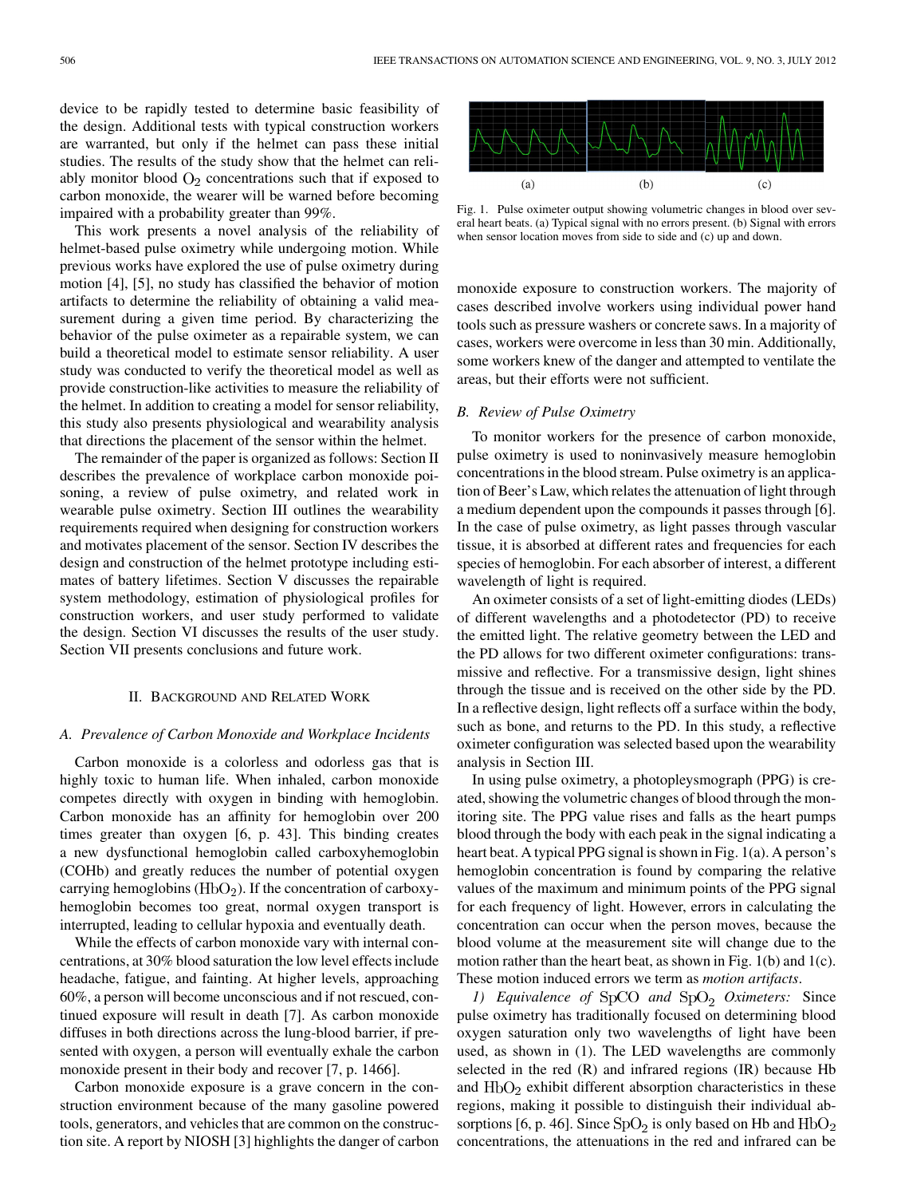device to be rapidly tested to determine basic feasibility of the design. Additional tests with typical construction workers are warranted, but only if the helmet can pass these initial studies. The results of the study show that the helmet can reliably monitor blood $O_2$ concentrations such that if exposed to carbon monoxide, the wearer will be warned before becoming impaired with a probability greater than 99%.

This work presents a novel analysis of the reliability of helmet-based pulse oximetry while undergoing motion. While previous works have explored the use of pulse oximetry during motion [4], [5], no study has classified the behavior of motion artifacts to determine the reliability of obtaining a valid measurement during a given time period. By characterizing the behavior of the pulse oximeter as a repairable system, we can build a theoretical model to estimate sensor reliability. A user study was conducted to verify the theoretical model as well as provide construction-like activities to measure the reliability of the helmet. In addition to creating a model for sensor reliability, this study also presents physiological and wearability analysis that directions the placement of the sensor within the helmet.

The remainder of the paper is organized as follows: Section II describes the prevalence of workplace carbon monoxide poisoning, a review of pulse oximetry, and related work in wearable pulse oximetry. Section III outlines the wearability requirements required when designing for construction workers and motivates placement of the sensor. Section IV describes the design and construction of the helmet prototype including estimates of battery lifetimes. Section V discusses the repairable system methodology, estimation of physiological profiles for construction workers, and user study performed to validate the design. Section VI discusses the results of the user study. Section VII presents conclusions and future work.

## II. Background and Related Work

### A. Prevalence of Carbon Monoxide and Workplace Incidents

Carbon monoxide is a colorless and odorless gas that is highly toxic to human life. When inhaled, carbon monoxide competes directly with oxygen in binding with hemoglobin. Carbon monoxide has an affinity for hemoglobin over 200 times greater than oxygen [6, p. 43]. This binding creates a new dysfunctional hemoglobin called carboxyhemoglobin (COHb) and greatly reduces the number of potential oxygen carrying hemoglobins ($HbO_2$). If the concentration of carboxyhemoglobin becomes too great, normal oxygen transport is interrupted, leading to cellular hypoxia and eventually death.

While the effects of carbon monoxide vary with internal concentrations, at 30% blood saturation the low level effects include headache, fatigue, and fainting. At higher levels, approaching 60%, a person will become unconscious and if not rescued, continued exposure will result in death [7]. As carbon monoxide diffuses in both directions across the lung-blood barrier, if presented with oxygen, a person will eventually exhale the carbon monoxide present in their body and recover [7, p. 1466].

Carbon monoxide exposure is a grave concern in the construction environment because of the many gasoline powered tools, generators, and vehicles that are common on the construction site. A report by NIOSH [3] highlights the danger of carbon monoxide exposure to construction workers. The majority of cases described involve workers using individual power hand tools such as pressure washers or concrete saws. In a majority of cases, workers were overcome in less than 30 min. Additionally, some workers knew of the danger and attempted to ventilate the areas, but their efforts were not sufficient.

(a) (b) (c)

Fig. 1. Pulse oximeter output showing volumetric changes in blood over several heart beats. (a) Typical signal with no errors present. (b) Signal with errors when sensor location moves from side to side and (c) up and down.

### B. Review of Pulse Oximetry

To monitor workers for the presence of carbon monoxide, pulse oximetry is used to noninvasively measure hemoglobin concentrations in the blood stream. Pulse oximetry is an application of Beer's Law, which relates the attenuation of light through a medium dependent upon the compounds it passes through [6]. In the case of pulse oximetry, as light passes through vascular tissue, it is absorbed at different rates and frequencies for each species of hemoglobin. For each absorber of interest, a different wavelength of light is required.

An oximeter consists of a set of light-emitting diodes (LEDs) of different wavelengths and a photodetector (PD) to receive the emitted light. The relative geometry between the LED and the PD allows for two different oximeter configurations: transmissive and reflective. For a transmissive design, light shines through the tissue and is received on the other side by the PD. In a reflective design, light reflects off a surface within the body, such as bone, and returns to the PD. In this study, a reflective oximeter configuration was selected based upon the wearability analysis in Section III.

In using pulse oximetry, a photopleysmograph (PPG) is created, showing the volumetric changes of blood through the monitoring site. The PPG value rises and falls as the heart pumps blood through the body with each peak in the signal indicating a heart beat. A typical PPG signal is shown in Fig. 1(a). A person's hemoglobin concentration is found by comparing the relative values of the maximum and minimum points of the PPG signal for each frequency of light. However, errors in calculating the concentration can occur when the person moves, because the blood volume at the measurement site will change due to the motion rather than the heart beat, as shown in Fig. 1(b) and 1(c). These motion induced errors we term as *motion artifacts*.

*1) Equivalence of SpCO and $SpO_2$ Oximeters:* Since pulse oximetry has traditionally focused on determining blood oxygen saturation only two wavelengths of light have been used, as shown in (1). The LED wavelengths are commonly selected in the red (R) and infrared regions (IR) because Hb and $HbO_2$ exhibit different absorption characteristics in these regions, making it possible to distinguish their individual absorptions [6, p. 46]. Since $SpO_2$ is only based on Hb and $HbO_2$ concentrations, the attenuations in the red and infrared can be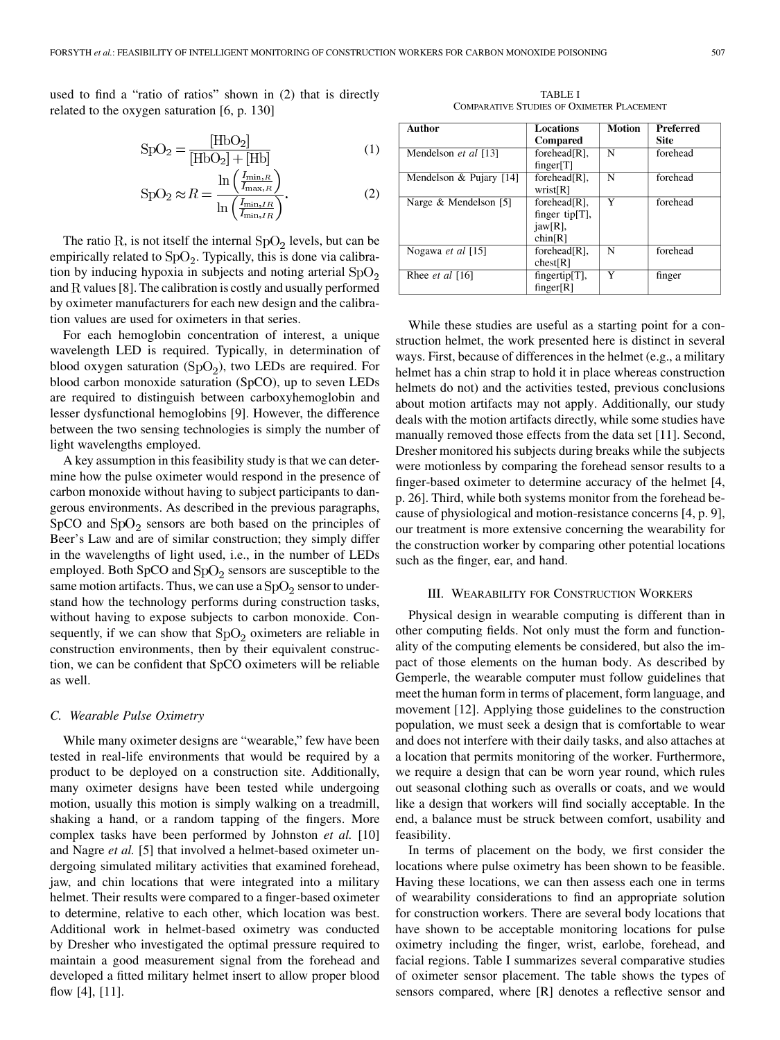used to find a "ratio of ratios" shown in (2) that is directly related to the oxygen saturation [6, p. 130]

$$\mathrm{SpO_2} = \frac{[\mathrm{HbO_2}]}{[\mathrm{HbO_2}] + [\mathrm{Hb}]} \tag{1}$$

$$\mathrm{SpO_2} \approx R = \frac{\ln\left(\frac{I_{\min,R}}{I_{\max,R}}\right)}{\ln\left(\frac{I_{\min,IR}}{I_{\min,IR}}\right)}. \tag{2}$$

The ratio R, is not itself the internal $\mathrm{SpO_2}$ levels, but can be empirically related to $\mathrm{SpO_2}$. Typically, this is done via calibration by inducing hypoxia in subjects and noting arterial $\mathrm{SpO_2}$ and R values [8]. The calibration is costly and usually performed by oximeter manufacturers for each new design and the calibration values are used for oximeters in that series.

For each hemoglobin concentration of interest, a unique wavelength LED is required. Typically, in determination of blood oxygen saturation ($\mathrm{SpO_2}$), two LEDs are required. For blood carbon monoxide saturation (SpCO), up to seven LEDs are required to distinguish between carboxyhemoglobin and lesser dysfunctional hemoglobins [9]. However, the difference between the two sensing technologies is simply the number of light wavelengths employed.

A key assumption in this feasibility study is that we can determine how the pulse oximeter would respond in the presence of carbon monoxide without having to subject participants to dangerous environments. As described in the previous paragraphs, SpCO and $\mathrm{SpO_2}$ sensors are both based on the principles of Beer's Law and are of similar construction; they simply differ in the wavelengths of light used, i.e., in the number of LEDs employed. Both SpCO and $\mathrm{SpO_2}$ sensors are susceptible to the same motion artifacts. Thus, we can use a $\mathrm{SpO_2}$ sensor to understand how the technology performs during construction tasks, without having to expose subjects to carbon monoxide. Consequently, if we can show that $\mathrm{SpO_2}$ oximeters are reliable in construction environments, then by their equivalent construction, we can be confident that SpCO oximeters will be reliable as well.

### C. Wearable Pulse Oximetry

While many oximeter designs are "wearable," few have been tested in real-life environments that would be required by a product to be deployed on a construction site. Additionally, many oximeter designs have been tested while undergoing motion, usually this motion is simply walking on a treadmill, shaking a hand, or a random tapping of the fingers. More complex tasks have been performed by Johnston *et al.* [10] and Nagre *et al.* [5] that involved a helmet-based oximeter undergoing simulated military activities that examined forehead, jaw, and chin locations that were integrated into a military helmet. Their results were compared to a finger-based oximeter to determine, relative to each other, which location was best. Additional work in helmet-based oximetry was conducted by Dresher who investigated the optimal pressure required to maintain a good measurement signal from the forehead and developed a fitted military helmet insert to allow proper blood flow [4], [11].

TABLE I
COMPARATIVE STUDIES OF OXIMETER PLACEMENT

| Author | Locations Compared | Motion | Preferred Site |
|---|---|---|---|
| Mendelson *et al* [13] | forehead[R], finger[T] | N | forehead |
| Mendelson & Pujary [14] | forehead[R], wrist[R] | N | forehead |
| Narge & Mendelson [5] | forehead[R], finger tip[T], jaw[R], chin[R] | Y | forehead |
| Nogawa *et al* [15] | forehead[R], chest[R] | N | forehead |
| Rhee *et al* [16] | fingertip[T], finger[R] | Y | finger |

While these studies are useful as a starting point for a construction helmet, the work presented here is distinct in several ways. First, because of differences in the helmet (e.g., a military helmet has a chin strap to hold it in place whereas construction helmets do not) and the activities tested, previous conclusions about motion artifacts may not apply. Additionally, our study deals with the motion artifacts directly, while some studies have manually removed those effects from the data set [11]. Second, Dresher monitored his subjects during breaks while the subjects were motionless by comparing the forehead sensor results to a finger-based oximeter to determine accuracy of the helmet [4, p. 26]. Third, while both systems monitor from the forehead because of physiological and motion-resistance concerns [4, p. 9], our treatment is more extensive concerning the wearability for the construction worker by comparing other potential locations such as the finger, ear, and hand.

## III. Wearability for Construction Workers

Physical design in wearable computing is different than in other computing fields. Not only must the form and functionality of the computing elements be considered, but also the impact of those elements on the human body. As described by Gemperle, the wearable computer must follow guidelines that meet the human form in terms of placement, form language, and movement [12]. Applying those guidelines to the construction population, we must seek a design that is comfortable to wear and does not interfere with their daily tasks, and also attaches at a location that permits monitoring of the worker. Furthermore, we require a design that can be worn year round, which rules out seasonal clothing such as overalls or coats, and we would like a design that workers will find socially acceptable. In the end, a balance must be struck between comfort, usability and feasibility.

In terms of placement on the body, we first consider the locations where pulse oximetry has been shown to be feasible. Having these locations, we can then assess each one in terms of wearability considerations to find an appropriate solution for construction workers. There are several body locations that have shown to be acceptable monitoring locations for pulse oximetry including the finger, wrist, earlobe, forehead, and facial regions. Table I summarizes several comparative studies of oximeter sensor placement. The table shows the types of sensors compared, where [R] denotes a reflective sensor and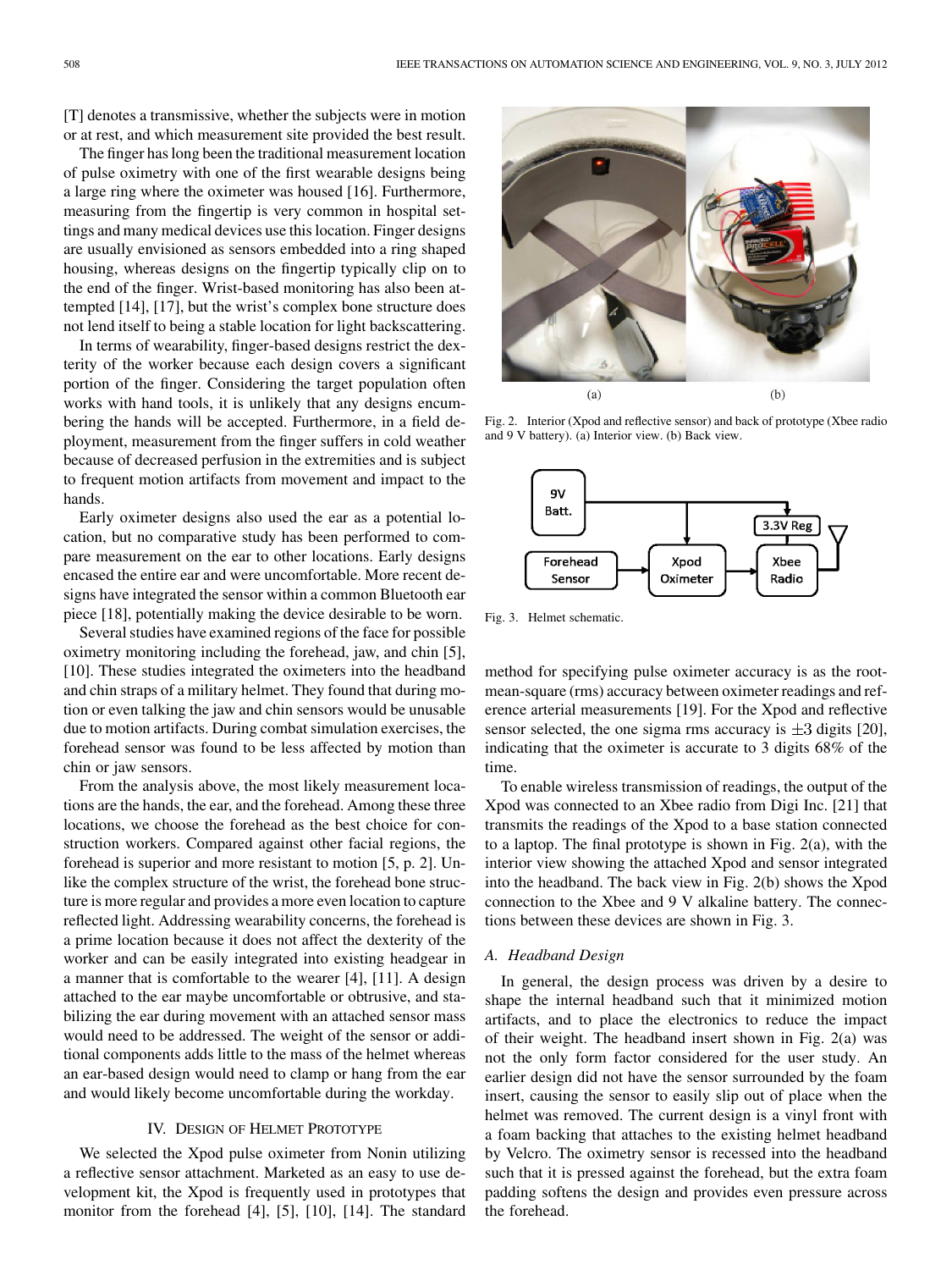[T] denotes a transmissive, whether the subjects were in motion or at rest, and which measurement site provided the best result.

The finger has long been the traditional measurement location of pulse oximetry with one of the first wearable designs being a large ring where the oximeter was housed [16]. Furthermore, measuring from the fingertip is very common in hospital settings and many medical devices use this location. Finger designs are usually envisioned as sensors embedded into a ring shaped housing, whereas designs on the fingertip typically clip on to the end of the finger. Wrist-based monitoring has also been attempted [14], [17], but the wrist's complex bone structure does not lend itself to being a stable location for light backscattering.

In terms of wearability, finger-based designs restrict the dexterity of the worker because each design covers a significant portion of the finger. Considering the target population often works with hand tools, it is unlikely that any designs encumbering the hands will be accepted. Furthermore, in a field deployment, measurement from the finger suffers in cold weather because of decreased perfusion in the extremities and is subject to frequent motion artifacts from movement and impact to the hands.

Early oximeter designs also used the ear as a potential location, but no comparative study has been performed to compare measurement on the ear to other locations. Early designs encased the entire ear and were uncomfortable. More recent designs have integrated the sensor within a common Bluetooth ear piece [18], potentially making the device desirable to be worn.

Several studies have examined regions of the face for possible oximetry monitoring including the forehead, jaw, and chin [5], [10]. These studies integrated the oximeters into the headband and chin straps of a military helmet. They found that during motion or even talking the jaw and chin sensors would be unusable due to motion artifacts. During combat simulation exercises, the forehead sensor was found to be less affected by motion than chin or jaw sensors.

From the analysis above, the most likely measurement locations are the hands, the ear, and the forehead. Among these three locations, we choose the forehead as the best choice for construction workers. Compared against other facial regions, the forehead is superior and more resistant to motion [5, p. 2]. Unlike the complex structure of the wrist, the forehead bone structure is more regular and provides a more even location to capture reflected light. Addressing wearability concerns, the forehead is a prime location because it does not affect the dexterity of the worker and can be easily integrated into existing headgear in a manner that is comfortable to the wearer [4], [11]. A design attached to the ear maybe uncomfortable or obtrusive, and stabilizing the ear during movement with an attached sensor mass would need to be addressed. The weight of the sensor or additional components adds little to the mass of the helmet whereas an ear-based design would need to clamp or hang from the ear and would likely become uncomfortable during the workday.

## IV. Design of Helmet Prototype

We selected the Xpod pulse oximeter from Nonin utilizing a reflective sensor attachment. Marketed as an easy to use development kit, the Xpod is frequently used in prototypes that monitor from the forehead [4], [5], [10], [14]. The standard method for specifying pulse oximeter accuracy is as the root-mean-square (rms) accuracy between oximeter readings and reference arterial measurements [19]. For the Xpod and reflective sensor selected, the one sigma rms accuracy is $\pm 3$ digits [20], indicating that the oximeter is accurate to 3 digits 68% of the time.

(a) (b)

Fig. 2. Interior (Xpod and reflective sensor) and back of prototype (Xbee radio and 9 V battery). (a) Interior view. (b) Back view.

9V Batt.
3.3V Reg
Forehead Sensor
Xpod Oximeter
Xbee Radio

Fig. 3. Helmet schematic.

To enable wireless transmission of readings, the output of the Xpod was connected to an Xbee radio from Digi Inc. [21] that transmits the readings of the Xpod to a base station connected to a laptop. The final prototype is shown in Fig. 2(a), with the interior view showing the attached Xpod and sensor integrated into the headband. The back view in Fig. 2(b) shows the Xpod connection to the Xbee and 9 V alkaline battery. The connections between these devices are shown in Fig. 3.

### A. Headband Design

In general, the design process was driven by a desire to shape the internal headband such that it minimized motion artifacts, and to place the electronics to reduce the impact of their weight. The headband insert shown in Fig. 2(a) was not the only form factor considered for the user study. An earlier design did not have the sensor surrounded by the foam insert, causing the sensor to easily slip out of place when the helmet was removed. The current design is a vinyl front with a foam backing that attaches to the existing helmet headband by Velcro. The oximetry sensor is recessed into the headband such that it is pressed against the forehead, but the extra foam padding softens the design and provides even pressure across the forehead.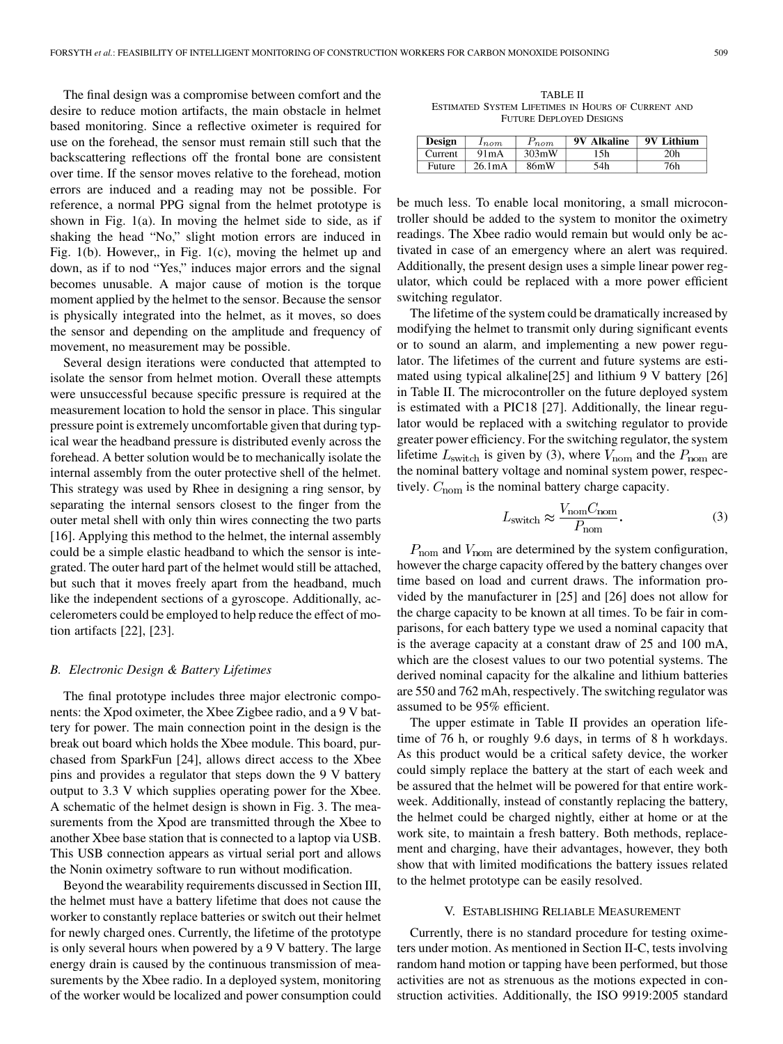The final design was a compromise between comfort and the desire to reduce motion artifacts, the main obstacle in helmet based monitoring. Since a reflective oximeter is required for use on the forehead, the sensor must remain still such that the backscattering reflections off the frontal bone are consistent over time. If the sensor moves relative to the forehead, motion errors are induced and a reading may not be possible. For reference, a normal PPG signal from the helmet prototype is shown in Fig. 1(a). In moving the helmet side to side, as if shaking the head "No," slight motion errors are induced in Fig. 1(b). However,, in Fig. 1(c), moving the helmet up and down, as if to nod "Yes," induces major errors and the signal becomes unusable. A major cause of motion is the torque moment applied by the helmet to the sensor. Because the sensor is physically integrated into the helmet, as it moves, so does the sensor and depending on the amplitude and frequency of movement, no measurement may be possible.

Several design iterations were conducted that attempted to isolate the sensor from helmet motion. Overall these attempts were unsuccessful because specific pressure is required at the measurement location to hold the sensor in place. This singular pressure point is extremely uncomfortable given that during typical wear the headband pressure is distributed evenly across the forehead. A better solution would be to mechanically isolate the internal assembly from the outer protective shell of the helmet. This strategy was used by Rhee in designing a ring sensor, by separating the internal sensors closest to the finger from the outer metal shell with only thin wires connecting the two parts [16]. Applying this method to the helmet, the internal assembly could be a simple elastic headband to which the sensor is integrated. The outer hard part of the helmet would still be attached, but such that it moves freely apart from the headband, much like the independent sections of a gyroscope. Additionally, accelerometers could be employed to help reduce the effect of motion artifacts [22], [23].

### B. Electronic Design & Battery Lifetimes

The final prototype includes three major electronic components: the Xpod oximeter, the Xbee Zigbee radio, and a 9 V battery for power. The main connection point in the design is the break out board which holds the Xbee module. This board, purchased from SparkFun [24], allows direct access to the Xbee pins and provides a regulator that steps down the 9 V battery output to 3.3 V which supplies operating power for the Xbee. A schematic of the helmet design is shown in Fig. 3. The measurements from the Xpod are transmitted through the Xbee to another Xbee base station that is connected to a laptop via USB. This USB connection appears as virtual serial port and allows the Nonin oximetry software to run without modification.

Beyond the wearability requirements discussed in Section III, the helmet must have a battery lifetime that does not cause the worker to constantly replace batteries or switch out their helmet for newly charged ones. Currently, the lifetime of the prototype is only several hours when powered by a 9 V battery. The large energy drain is caused by the continuous transmission of measurements by the Xbee radio. In a deployed system, monitoring of the worker would be localized and power consumption could be much less. To enable local monitoring, a small microcontroller should be added to the system to monitor the oximetry readings. The Xbee radio would remain but would only be activated in case of an emergency where an alert was required. Additionally, the present design uses a simple linear power regulator, which could be replaced with a more power efficient switching regulator.

TABLE II
ESTIMATED SYSTEM LIFETIMES IN HOURS OF CURRENT AND FUTURE DEPLOYED DESIGNS

| Design | $I_{nom}$ | $P_{nom}$ | 9V Alkaline | 9V Lithium |
|---|---|---|---|---|
| Current | 91mA | 303mW | 15h | 20h |
| Future | 26.1mA | 86mW | 54h | 76h |

The lifetime of the system could be dramatically increased by modifying the helmet to transmit only during significant events or to sound an alarm, and implementing a new power regulator. The lifetimes of the current and future systems are estimated using typical alkaline[25] and lithium 9 V battery [26] in Table II. The microcontroller on the future deployed system is estimated with a PIC18 [27]. Additionally, the linear regulator would be replaced with a switching regulator to provide greater power efficiency. For the switching regulator, the system lifetime $L_{\mathrm{switch}}$ is given by (3), where $V_{\mathrm{nom}}$ and the $P_{\mathrm{nom}}$ are the nominal battery voltage and nominal system power, respectively. $C_{\mathrm{nom}}$ is the nominal battery charge capacity.

$$L_{\mathrm{switch}} \approx \frac{V_{\mathrm{nom}} C_{\mathrm{nom}}}{P_{\mathrm{nom}}}. \tag{3}$$

$P_{\mathrm{nom}}$ and $V_{\mathrm{nom}}$ are determined by the system configuration, however the charge capacity offered by the battery changes over time based on load and current draws. The information provided by the manufacturer in [25] and [26] does not allow for the charge capacity to be known at all times. To be fair in comparisons, for each battery type we used a nominal capacity that is the average capacity at a constant draw of 25 and 100 mA, which are the closest values to our two potential systems. The derived nominal capacity for the alkaline and lithium batteries are 550 and 762 mAh, respectively. The switching regulator was assumed to be 95% efficient.

The upper estimate in Table II provides an operation lifetime of 76 h, or roughly 9.6 days, in terms of 8 h workdays. As this product would be a critical safety device, the worker could simply replace the battery at the start of each week and be assured that the helmet will be powered for that entire workweek. Additionally, instead of constantly replacing the battery, the helmet could be charged nightly, either at home or at the work site, to maintain a fresh battery. Both methods, replacement and charging, have their advantages, however, they both show that with limited modifications the battery issues related to the helmet prototype can be easily resolved.

## V. ESTABLISHING RELIABLE MEASUREMENT

Currently, there is no standard procedure for testing oximeters under motion. As mentioned in Section II-C, tests involving random hand motion or tapping have been performed, but those activities are not as strenuous as the motions expected in construction activities. Additionally, the ISO 9919:2005 standard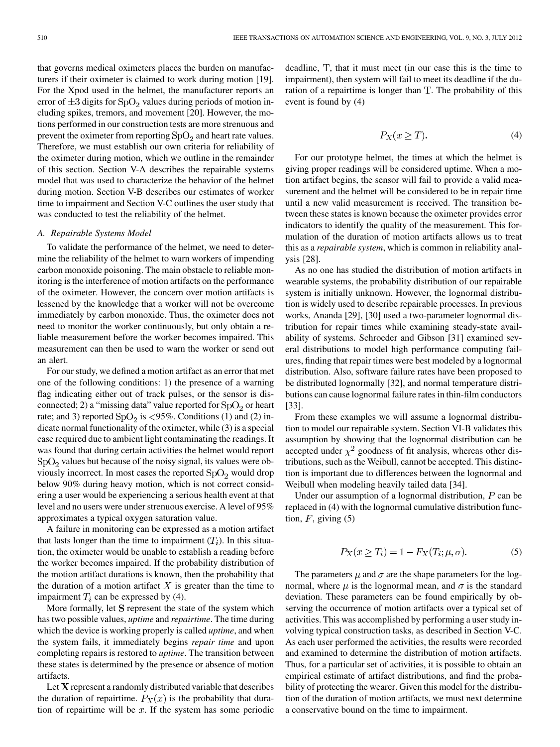that governs medical oximeters places the burden on manufacturers if their oximeter is claimed to work during motion [19]. For the Xpod used in the helmet, the manufacturer reports an error of $\pm 3$ digits for $SpO_2$ values during periods of motion including spikes, tremors, and movement [20]. However, the motions performed in our construction tests are more strenuous and prevent the oximeter from reporting $SpO_2$ and heart rate values. Therefore, we must establish our own criteria for reliability of the oximeter during motion, which we outline in the remainder of this section. Section V-A describes the repairable systems model that was used to characterize the behavior of the helmet during motion. Section V-B describes our estimates of worker time to impairment and Section V-C outlines the user study that was conducted to test the reliability of the helmet.

### A. Repairable Systems Model

To validate the performance of the helmet, we need to determine the reliability of the helmet to warn workers of impending carbon monoxide poisoning. The main obstacle to reliable monitoring is the interference of motion artifacts on the performance of the oximeter. However, the concern over motion artifacts is lessened by the knowledge that a worker will not be overcome immediately by carbon monoxide. Thus, the oximeter does not need to monitor the worker continuously, but only obtain a reliable measurement before the worker becomes impaired. This measurement can then be used to warn the worker or send out an alert.

For our study, we defined a motion artifact as an error that met one of the following conditions: 1) the presence of a warning flag indicating either out of track pulses, or the sensor is disconnected; 2) a "missing data" value reported for $SpO_2$ or heart rate; and 3) reported $SpO_2$ is <95%. Conditions (1) and (2) indicate normal functionality of the oximeter, while (3) is a special case required due to ambient light contaminating the readings. It was found that during certain activities the helmet would report $SpO_2$ values but because of the noisy signal, its values were obviously incorrect. In most cases the reported $SpO_2$ would drop below 90% during heavy motion, which is not correct considering a user would be experiencing a serious health event at that level and no users were under strenuous exercise. A level of 95% approximates a typical oxygen saturation value.

A failure in monitoring can be expressed as a motion artifact that lasts longer than the time to impairment ($T_i$). In this situation, the oximeter would be unable to establish a reading before the worker becomes impaired. If the probability distribution of the motion artifact durations is known, then the probability that the duration of a motion artifact $X$ is greater than the time to impairment $T_i$ can be expressed by (4).

More formally, let $\mathbf{S}$ represent the state of the system which has two possible values, *uptime* and *repairtime*. The time during which the device is working properly is called *uptime*, and when the system fails, it immediately begins *repair time* and upon completing repairs is restored to *uptime*. The transition between these states is determined by the presence or absence of motion artifacts.

Let $\mathbf{X}$ represent a randomly distributed variable that describes the duration of repairtime. $P_X(x)$ is the probability that duration of repairtime will be $x$. If the system has some periodic deadline, $\mathrm{T}$, that it must meet (in our case this is the time to impairment), then system will fail to meet its deadline if the duration of a repairtime is longer than $\mathrm{T}$. The probability of this event is found by (4)

$$P_X(x \geq T). \tag{4}$$

For our prototype helmet, the times at which the helmet is giving proper readings will be considered uptime. When a motion artifact begins, the sensor will fail to provide a valid measurement and the helmet will be considered to be in repair time until a new valid measurement is received. The transition between these states is known because the oximeter provides error indicators to identify the quality of the measurement. This formulation of the duration of motion artifacts allows us to treat this as a *repairable system*, which is common in reliability analysis [28].

As no one has studied the distribution of motion artifacts in wearable systems, the probability distribution of our repairable system is initially unknown. However, the lognormal distribution is widely used to describe repairable processes. In previous works, Ananda [29], [30] used a two-parameter lognormal distribution for repair times while examining steady-state availability of systems. Schroeder and Gibson [31] examined several distributions to model high performance computing failures, finding that repair times were best modeled by a lognormal distribution. Also, software failure rates have been proposed to be distributed lognormally [32], and normal temperature distributions can cause lognormal failure rates in thin-film conductors [33].

From these examples we will assume a lognormal distribution to model our repairable system. Section VI-B validates this assumption by showing that the lognormal distribution can be accepted under $\chi^2$ goodness of fit analysis, whereas other distributions, such as the Weibull, cannot be accepted. This distinction is important due to differences between the lognormal and Weibull when modeling heavily tailed data [34].

Under our assumption of a lognormal distribution, $P$ can be replaced in (4) with the lognormal cumulative distribution function, $F$, giving (5)

$$P_X(x \geq T_i) = 1 - F_X(T_i; \mu, \sigma). \tag{5}$$

The parameters $\mu$ and $\sigma$ are the shape parameters for the lognormal, where $\mu$ is the lognormal mean, and $\sigma$ is the standard deviation. These parameters can be found empirically by observing the occurrence of motion artifacts over a typical set of activities. This was accomplished by performing a user study involving typical construction tasks, as described in Section V-C. As each user performed the activities, the results were recorded and examined to determine the distribution of motion artifacts. Thus, for a particular set of activities, it is possible to obtain an empirical estimate of artifact distributions, and find the probability of protecting the wearer. Given this model for the distribution of the duration of motion artifacts, we must next determine a conservative bound on the time to impairment.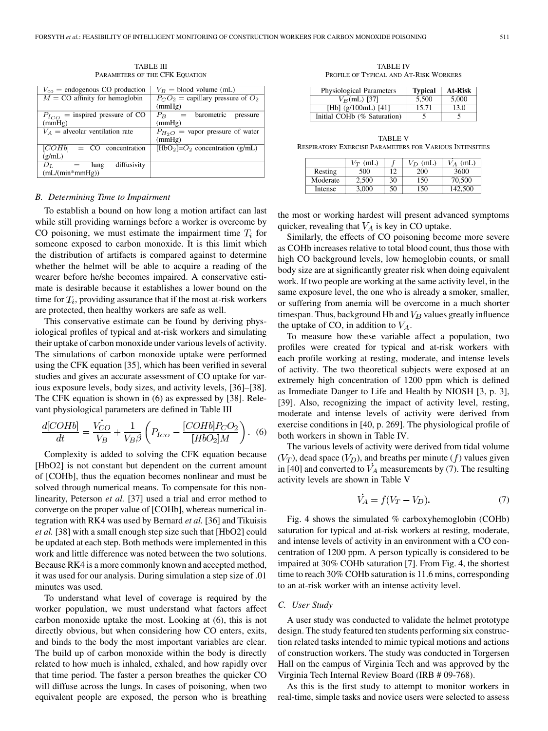TABLE III
PARAMETERS OF THE CFK EQUATION

| | |
|---|---|
| $V_{co}$ = endogenous CO production | $V_B$ = blood volume (mL) |
| $M$ = CO affinity for hemoglobin | $P_CO_2$ = capillary pressure of $O_2$ (mmHg) |
| $P_{I_{CO}}$ = inspired pressure of CO (mmHg) | $P_B$ = barometric pressure (mmHg) |
| $V_A$ = alveolar ventilation rate | $P_{H_2O}$ = vapor pressure of water (mmHg) |
| $[COHb]$ = CO concentration (g/mL) | [HbO$_2$]=$O_2$ concentration (g/mL) |
| $D_L$ = lung diffusivity (mL/(min*mmHg)) | |

### B. Determining Time to Impairment

To establish a bound on how long a motion artifact can last while still providing warnings before a worker is overcome by CO poisoning, we must estimate the impairment time $T_i$ for someone exposed to carbon monoxide. It is this limit which the distribution of artifacts is compared against to determine whether the helmet will be able to acquire a reading of the wearer before he/she becomes impaired. A conservative estimate is desirable because it establishes a lower bound on the time for $T_i$, providing assurance that if the most at-risk workers are protected, then healthy workers are safe as well.

This conservative estimate can be found by deriving physiological profiles of typical and at-risk workers and simulating their uptake of carbon monoxide under various levels of activity. The simulations of carbon monoxide uptake were performed using the CFK equation [35], which has been verified in several studies and gives an accurate assessment of CO uptake for various exposure levels, body sizes, and activity levels, [36]–[38]. The CFK equation is shown in (6) as expressed by [38]. Relevant physiological parameters are defined in Table III

$$\frac{d[COHb]}{dt} = \frac{\dot{V_{CO}}}{V_B} + \frac{1}{V_B\beta}\left(P_{I_{CO}} - \frac{[COHb]P_CO_2}{[HbO_2]M}\right). \quad (6)$$

Complexity is added to solving the CFK equation because [HbO2] is not constant but dependent on the current amount of [COHb], thus the equation becomes nonlinear and must be solved through numerical means. To compensate for this nonlinearity, Peterson *et al.* [37] used a trial and error method to converge on the proper value of [COHb], whereas numerical integration with RK4 was used by Bernard *et al.* [36] and Tikuisis *et al.* [38] with a small enough step size such that [HbO2] could be updated at each step. Both methods were implemented in this work and little difference was noted between the two solutions. Because RK4 is a more commonly known and accepted method, it was used for our analysis. During simulation a step size of .01 minutes was used.

To understand what level of coverage is required by the worker population, we must understand what factors affect carbon monoxide uptake the most. Looking at (6), this is not directly obvious, but when considering how CO enters, exits, and binds to the body the most important variables are clear. The build up of carbon monoxide within the body is directly related to how much is inhaled, exhaled, and how rapidly over that time period. The faster a person breathes the quicker CO will diffuse across the lungs. In cases of poisoning, when two equivalent people are exposed, the person who is breathing the most or working hardest will present advanced symptoms quicker, revealing that $V_A$ is key in CO uptake.

TABLE IV
PROFILE OF TYPICAL AND AT-RISK WORKERS

| Physiological Parameters | **Typical** | **At-Risk** |
|---|---|---|
| $V_B$(mL) [37] | 5,500 | 5,000 |
| [Hb] (g/100mL) [41] | 15.71 | 13.0 |
| Initial COHb (% Saturation) | 5 | 5 |

TABLE V
RESPIRATORY EXERCISE PARAMETERS FOR VARIOUS INTENSITIES

| | $V_T$ (mL) | $f$ | $V_D$ (mL) | $\dot{V_A}$ (mL) |
|---|---|---|---|---|
| Resting | 500 | 12 | 200 | 3600 |
| Moderate | 2,500 | 30 | 150 | 70,500 |
| Intense | 3,000 | 50 | 150 | 142,500 |

Similarly, the effects of CO poisoning become more severe as COHb increases relative to total blood count, thus those with high CO background levels, low hemoglobin counts, or small body size are at significantly greater risk when doing equivalent work. If two people are working at the same activity level, in the same exposure level, the one who is already a smoker, smaller, or suffering from anemia will be overcome in a much shorter timespan. Thus, background Hb and $V_B$ values greatly influence the uptake of CO, in addition to $V_A$.

To measure how these variable affect a population, two profiles were created for typical and at-risk workers with each profile working at resting, moderate, and intense levels of activity. The two theoretical subjects were exposed at an extremely high concentration of 1200 ppm which is defined as Immediate Danger to Life and Health by NIOSH [3, p. 3], [39]. Also, recognizing the impact of activity level, resting, moderate and intense levels of activity were derived from exercise conditions in [40, p. 269]. The physiological profile of both workers in shown in Table IV.

The various levels of activity were derived from tidal volume ($V_T$), dead space ($V_D$), and breaths per minute ($f$) values given in [40] and converted to $\dot{V_A}$ measurements by (7). The resulting activity levels are shown in Table V

$$\dot{V_A} = f(V_T - V_D). \quad (7)$$

Fig. 4 shows the simulated % carboxyhemoglobin (COHb) saturation for typical and at-risk workers at resting, moderate, and intense levels of activity in an environment with a CO concentration of 1200 ppm. A person typically is considered to be impaired at 30% COHb saturation [7]. From Fig. 4, the shortest time to reach 30% COHb saturation is 11.6 mins, corresponding to an at-risk worker with an intense activity level.

### C. User Study

A user study was conducted to validate the helmet prototype design. The study featured ten students performing six construction related tasks intended to mimic typical motions and actions of construction workers. The study was conducted in Torgersen Hall on the campus of Virginia Tech and was approved by the Virginia Tech Internal Review Board (IRB # 09-768).

As this is the first study to attempt to monitor workers in real-time, simple tasks and novice users were selected to assess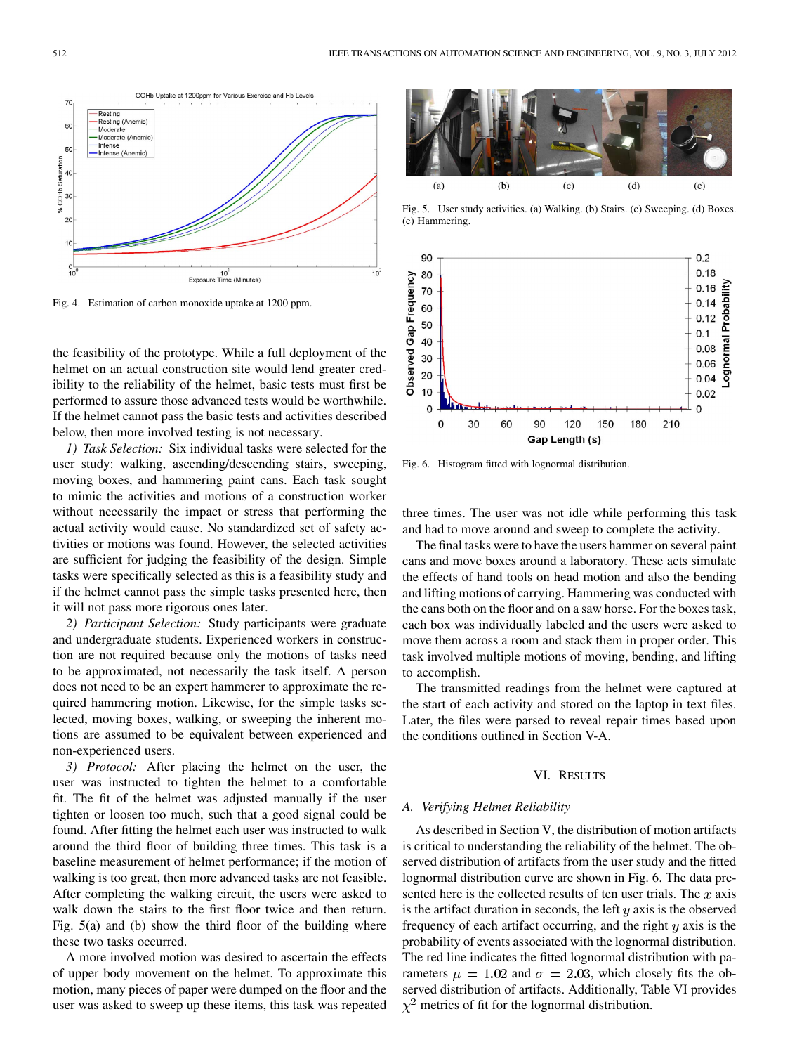COHb Uptake at 1200ppm for Various Exercise and Hb Levels

Resting
Resting (Anemic)
Moderate
Moderate (Anemic)
Intense
Intense (Anemic)

% COHb Saturation

0
10
20
30
40
50
60
70

$10^0$
$10^1$
$10^2$

Exposure Time (Minutes)

Fig. 4. Estimation of carbon monoxide uptake at 1200 ppm.

the feasibility of the prototype. While a full deployment of the helmet on an actual construction site would lend greater credibility to the reliability of the helmet, basic tests must first be performed to assure those advanced tests would be worthwhile. If the helmet cannot pass the basic tests and activities described below, then more involved testing is not necessary.

*1) Task Selection:* Six individual tasks were selected for the user study: walking, ascending/descending stairs, sweeping, moving boxes, and hammering paint cans. Each task sought to mimic the activities and motions of a construction worker without necessarily the impact or stress that performing the actual activity would cause. No standardized set of safety activities or motions was found. However, the selected activities are sufficient for judging the feasibility of the design. Simple tasks were specifically selected as this is a feasibility study and if the helmet cannot pass the simple tasks presented here, then it will not pass more rigorous ones later.

*2) Participant Selection:* Study participants were graduate and undergraduate students. Experienced workers in construction are not required because only the motions of tasks need to be approximated, not necessarily the task itself. A person does not need to be an expert hammerer to approximate the required hammering motion. Likewise, for the simple tasks selected, moving boxes, walking, or sweeping the inherent motions of tasks are assumed to be equivalent between experienced and non-experienced users.

*3) Protocol:* After placing the helmet on the user, the user was instructed to tighten the helmet to a comfortable fit. The fit of the helmet was adjusted manually if the user tighten or loosen too much, such that a good signal could be found. After fitting the helmet each user was instructed to walk around the third floor of building three times. This task is a baseline measurement of helmet performance; if the motion of walking is too great, then more advanced tasks are not feasible. After completing the walking circuit, the users were asked to walk down the stairs to the first floor twice and then return. Fig. 5(a) and (b) show the third floor of the building where these two tasks occurred.

A more involved motion was desired to ascertain the effects of upper body movement on the helmet. To approximate this motion, many pieces of paper were dumped on the floor and the user was asked to sweep up these items, this task was repeated three times. The user was not idle while performing this task and had to move around and sweep to complete the activity.

(a) (b) (c) (d) (e)

Fig. 5. User study activities. (a) Walking. (b) Stairs. (c) Sweeping. (d) Boxes. (e) Hammering.

Observed Gap Frequency

0
10
20
30
40
50
60
70
80
90

Lognormal Probability

0
0.02
0.04
0.06
0.08
0.1
0.12
0.14
0.16
0.18
0.2

0 30 60 90 120 150 180 210

Gap Length (s)

Fig. 6. Histogram fitted with lognormal distribution.

The final tasks were to have the users hammer on several paint cans and move boxes around a laboratory. These acts simulate the effects of hand tools on head motion and also the bending and lifting motions of carrying. Hammering was conducted with the cans both on the floor and on a saw horse. For the boxes task, each box was individually labeled and the users were asked to move them across a room and stack them in proper order. This task involved multiple motions of moving, bending, and lifting to accomplish.

The transmitted readings from the helmet were captured at the start of each activity and stored on the laptop in text files. Later, the files were parsed to reveal repair times based upon the conditions outlined in Section V-A.

## VI. Results

### A. Verifying Helmet Reliability

As described in Section V, the distribution of motion artifacts is critical to understanding the reliability of the helmet. The observed distribution of artifacts from the user study and the fitted lognormal distribution curve are shown in Fig. 6. The data presented here is the collected results of ten user trials. The $x$ axis is the artifact duration in seconds, the left $y$ axis is the observed frequency of each artifact occurring, and the right $y$ axis is the probability of events associated with the lognormal distribution. The red line indicates the fitted lognormal distribution with parameters $\mu = 1.02$ and $\sigma = 2.03$, which closely fits the observed distribution of artifacts. Additionally, Table VI provides $\chi^2$ metrics of fit for the lognormal distribution.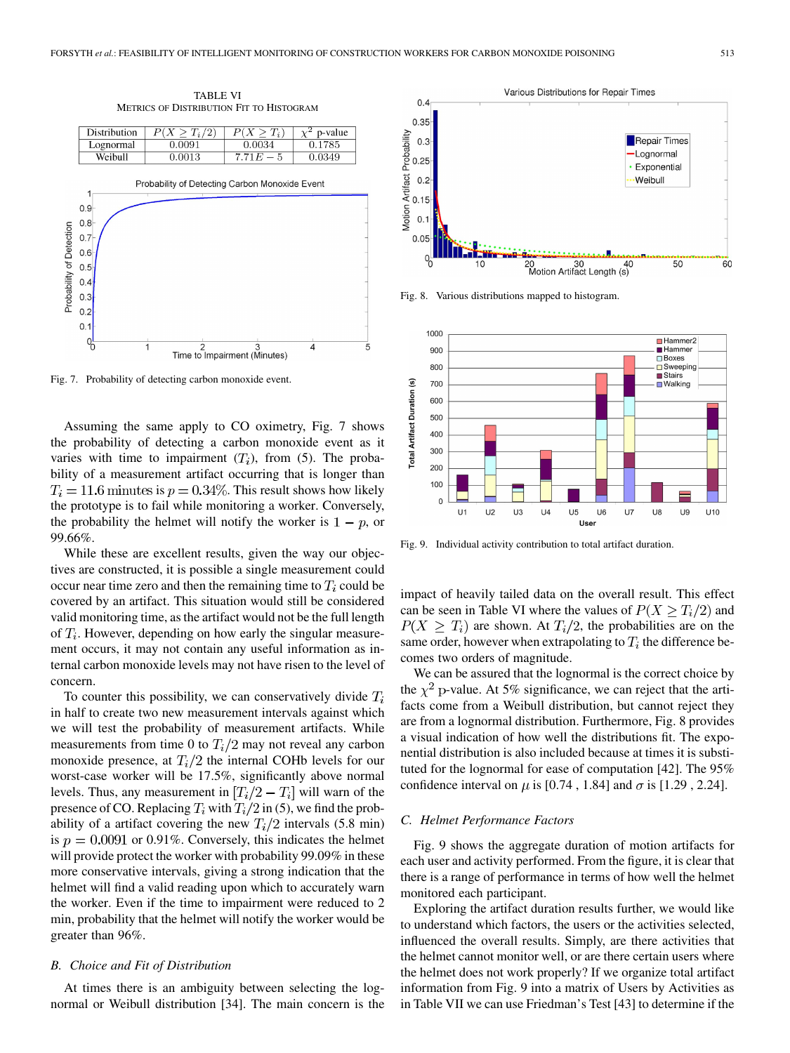TABLE VI
METRICS OF DISTRIBUTION FIT TO HISTOGRAM

| Distribution | $P(X \geq T_i/2)$ | $P(X \geq T_i)$ | $\chi^2$ p-value |
|---|---|---|---|
| Lognormal | 0.0091 | 0.0034 | 0.1785 |
| Weibull | 0.0013 | $7.71E-5$ | 0.0349 |

Fig. 7. Probability of detecting carbon monoxide event.

Fig. 8. Various distributions mapped to histogram.

Fig. 9. Individual activity contribution to total artifact duration.

Assuming the same apply to CO oximetry, Fig. 7 shows the probability of detecting a carbon monoxide event as it varies with time to impairment ($T_i$), from (5). The probability of a measurement artifact occurring that is longer than $T_i = 11.6$ minutes is $p = 0.34\%$. This result shows how likely the prototype is to fail while monitoring a worker. Conversely, the probability the helmet will notify the worker is $1-p$, or 99.66%.

While these are excellent results, given the way our objectives are constructed, it is possible a single measurement could occur near time zero and then the remaining time to $T_i$ could be covered by an artifact. This situation would still be considered valid monitoring time, as the artifact would not be the full length of $T_i$. However, depending on how early the singular measurement occurs, it may not contain any useful information as internal carbon monoxide levels may not have risen to the level of concern.

To counter this possibility, we can conservatively divide $T_i$ in half to create two new measurement intervals against which we will test the probability of measurement artifacts. While measurements from time 0 to $T_i/2$ may not reveal any carbon monoxide presence, at $T_i/2$ the internal COHb levels for our worst-case worker will be 17.5%, significantly above normal levels. Thus, any measurement in $[T_i/2 - T_i]$ will warn of the presence of CO. Replacing $T_i$ with $T_i/2$ in (5), we find the probability of a artifact covering the new $T_i/2$ intervals (5.8 min) is $p = 0.0091$ or 0.91%. Conversely, this indicates the helmet will provide protect the worker with probability 99.09% in these more conservative intervals, giving a strong indication that the helmet will find a valid reading upon which to accurately warn the worker. Even if the time to impairment were reduced to 2 min, probability that the helmet will notify the worker would be greater than 96%.

### B. Choice and Fit of Distribution

At times there is an ambiguity between selecting the lognormal or Weibull distribution [34]. The main concern is the impact of heavily tailed data on the overall result. This effect can be seen in Table VI where the values of $P(X \geq T_i/2)$ and $P(X \geq T_i)$ are shown. At $T_i/2$, the probabilities are on the same order, however when extrapolating to $T_i$ the difference becomes two orders of magnitude.

We can be assured that the lognormal is the correct choice by the $\chi^2$ p-value. At 5% significance, we can reject that the artifacts come from a Weibull distribution, but cannot reject they are from a lognormal distribution. Furthermore, Fig. 8 provides a visual indication of how well the distributions fit. The exponential distribution is also included because at times it is substituted for the lognormal for ease of computation [42]. The 95% confidence interval on $\mu$ is [0.74 , 1.84] and $\sigma$ is [1.29 , 2.24].

### C. Helmet Performance Factors

Fig. 9 shows the aggregate duration of motion artifacts for each user and activity performed. From the figure, it is clear that there is a range of performance in terms of how well the helmet monitored each participant.

Exploring the artifact duration results further, we would like to understand which factors, the users or the activities selected, influenced the overall results. Simply, are there activities that the helmet cannot monitor well, or are there certain users where the helmet does not work properly? If we organize total artifact information from Fig. 9 into a matrix of Users by Activities as in Table VII we can use Friedman's Test [43] to determine if the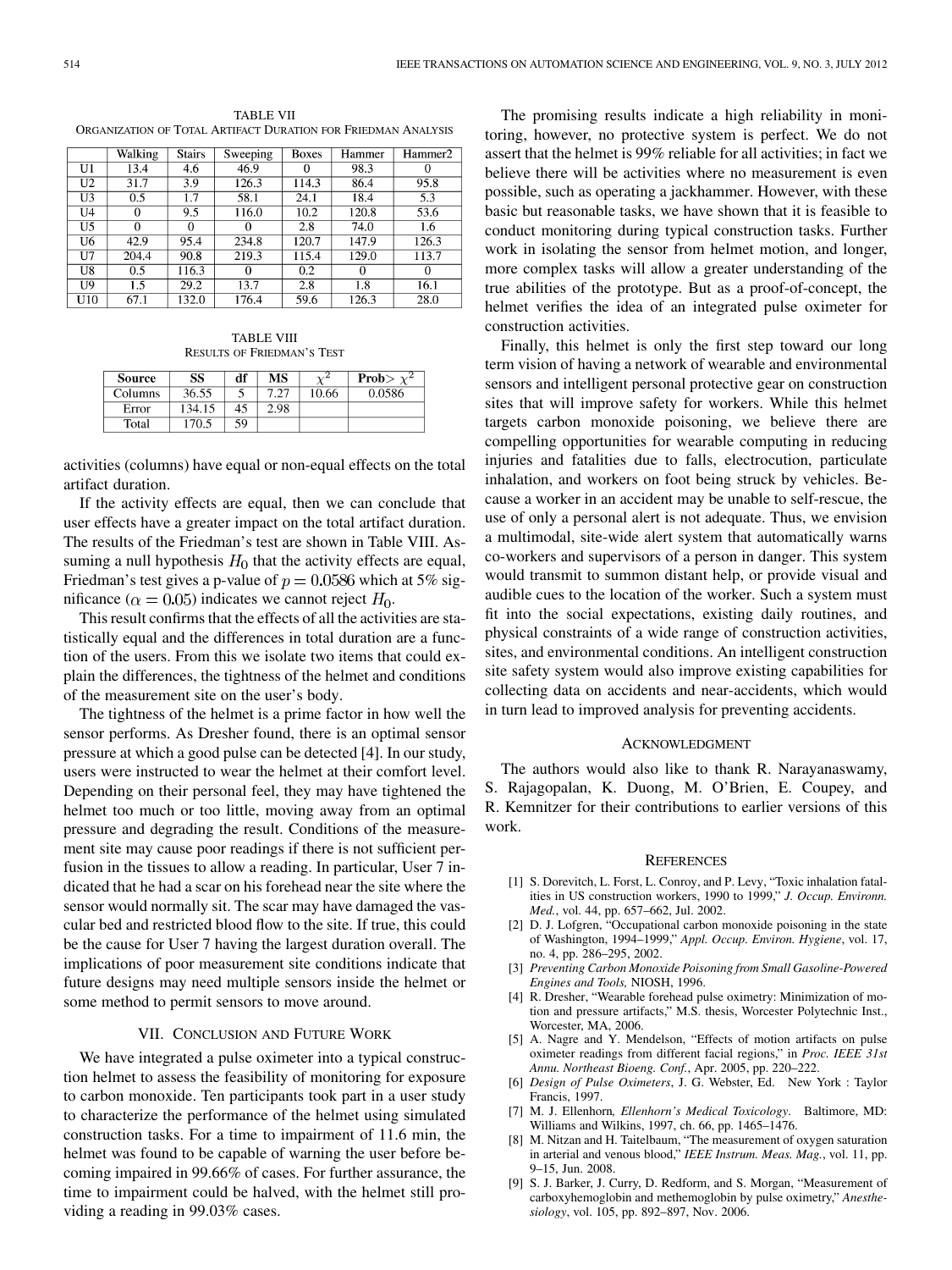TABLE VII
ORGANIZATION OF TOTAL ARTIFACT DURATION FOR FRIEDMAN ANALYSIS

| | Walking | Stairs | Sweeping | Boxes | Hammer | Hammer2 |
|---|---|---|---|---|---|---|
| U1 | 13.4 | 4.6 | 46.9 | 0 | 98.3 | 0 |
| U2 | 31.7 | 3.9 | 126.3 | 114.3 | 86.4 | 95.8 |
| U3 | 0.5 | 1.7 | 58.1 | 24.1 | 18.4 | 5.3 |
| U4 | 0 | 9.5 | 116.0 | 10.2 | 120.8 | 53.6 |
| U5 | 0 | 0 | 0 | 2.8 | 74.0 | 1.6 |
| U6 | 42.9 | 95.4 | 234.8 | 120.7 | 147.9 | 126.3 |
| U7 | 204.4 | 90.8 | 219.3 | 115.4 | 129.0 | 113.7 |
| U8 | 0.5 | 116.3 | 0 | 0.2 | 0 | 0 |
| U9 | 1.5 | 29.2 | 13.7 | 2.8 | 1.8 | 16.1 |
| U10 | 67.1 | 132.0 | 176.4 | 59.6 | 126.3 | 28.0 |

TABLE VIII
RESULTS OF FRIEDMAN'S TEST

| **Source** | **SS** | **df** | **MS** | $\chi^2$ | **Prob**$> \chi^2$ |
|---|---|---|---|---|---|
| Columns | 36.55 | 5 | 7.27 | 10.66 | 0.0586 |
| Error | 134.15 | 45 | 2.98 | | |
| Total | 170.5 | 59 | | | |

activities (columns) have equal or non-equal effects on the total artifact duration.

If the activity effects are equal, then we can conclude that user effects have a greater impact on the total artifact duration. The results of the Friedman's test are shown in Table VIII. Assuming a null hypothesis $H_0$ that the activity effects are equal, Friedman's test gives a p-value of $p = 0.0586$ which at 5% significance ($\alpha = 0.05$) indicates we cannot reject $H_0$.

This result confirms that the effects of all the activities are statistically equal and the differences in total duration are a function of the users. From this we isolate two items that could explain the differences, the tightness of the helmet and conditions of the measurement site on the user's body.

The tightness of the helmet is a prime factor in how well the sensor performs. As Dresher found, there is an optimal sensor pressure at which a good pulse can be detected [4]. In our study, users were instructed to wear the helmet at their comfort level. Depending on their personal feel, they may have tightened the helmet too much or too little, moving away from an optimal pressure and degrading the result. Conditions of the measurement site may cause poor readings if there is not sufficient perfusion in the tissues to allow a reading. In particular, User 7 indicated that he had a scar on his forehead near the site where the sensor would normally sit. The scar may have damaged the vascular bed and restricted blood flow to the site. If true, this could be the cause for User 7 having the largest duration overall. The implications of poor measurement site conditions indicate that future designs may need multiple sensors inside the helmet or some method to permit sensors to move around.

## VII. CONCLUSION AND FUTURE WORK

We have integrated a pulse oximeter into a typical construction helmet to assess the feasibility of monitoring for exposure to carbon monoxide. Ten participants took part in a user study to characterize the performance of the helmet using simulated construction tasks. For a time to impairment of 11.6 min, the helmet was found to be capable of warning the user before becoming impaired in 99.66% of cases. For further assurance, the time to impairment could be halved, with the helmet still providing a reading in 99.03% cases.

The promising results indicate a high reliability in monitoring, however, no protective system is perfect. We do not assert that the helmet is 99% reliable for all activities; in fact we believe there will be activities where no measurement is even possible, such as operating a jackhammer. However, with these basic but reasonable tasks, we have shown that it is feasible to conduct monitoring during typical construction tasks. Further work in isolating the sensor from helmet motion, and longer, more complex tasks will allow a greater understanding of the true abilities of the prototype. But as a proof-of-concept, the helmet verifies the idea of an integrated pulse oximeter for construction activities.

Finally, this helmet is only the first step toward our long term vision of having a network of wearable and environmental sensors and intelligent personal protective gear on construction sites that will improve safety for workers. While this helmet targets carbon monoxide poisoning, we believe there are compelling opportunities for wearable computing in reducing injuries and fatalities due to falls, electrocution, particulate inhalation, and workers on foot being struck by vehicles. Because a worker in an accident may be unable to self-rescue, the use of only a personal alert is not adequate. Thus, we envision a multimodal, site-wide alert system that automatically warns co-workers and supervisors of a person in danger. This system would transmit to summon distant help, or provide visual and audible cues to the location of the worker. Such a system must fit into the social expectations, existing daily routines, and physical constraints of a wide range of construction activities, sites, and environmental conditions. An intelligent construction site safety system would also improve existing capabilities for collecting data on accidents and near-accidents, which would in turn lead to improved analysis for preventing accidents.

## ACKNOWLEDGMENT

The authors would also like to thank R. Narayanaswamy, S. Rajagopalan, K. Duong, M. O'Brien, E. Coupey, and R. Kemnitzer for their contributions to earlier versions of this work.

## REFERENCES

[1] S. Dorevitch, L. Forst, L. Conroy, and P. Levy, "Toxic inhalation fatalities in US construction workers, 1990 to 1999," *J. Occup. Environn. Med.*, vol. 44, pp. 657–662, Jul. 2002.

[2] D. J. Lofgren, "Occupational carbon monoxide poisoning in the state of Washington, 1994–1999," *Appl. Occup. Environ. Hygiene*, vol. 17, no. 4, pp. 286–295, 2002.

[3] *Preventing Carbon Monoxide Poisoning from Small Gasoline-Powered Engines and Tools,* NIOSH, 1996.

[4] R. Dresher, "Wearable forehead pulse oximetry: Minimization of motion and pressure artifacts," M.S. thesis, Worcester Polytechnic Inst., Worcester, MA, 2006.

[5] A. Nagre and Y. Mendelson, "Effects of motion artifacts on pulse oximeter readings from different facial regions," in *Proc. IEEE 31st Annu. Northeast Bioeng. Conf.*, Apr. 2005, pp. 220–222.

[6] *Design of Pulse Oximeters*, J. G. Webster, Ed. New York : Taylor Francis, 1997.

[7] M. J. Ellenhorn*, Ellenhorn's Medical Toxicology*. Baltimore, MD: Williams and Wilkins, 1997, ch. 66, pp. 1465–1476.

[8] M. Nitzan and H. Taitelbaum, "The measurement of oxygen saturation in arterial and venous blood," *IEEE Instrum. Meas. Mag.*, vol. 11, pp. 9–15, Jun. 2008.

[9] S. J. Barker, J. Curry, D. Redform, and S. Morgan, "Measurement of carboxyhemoglobin and methemoglobin by pulse oximetry," *Anesthesiology*, vol. 105, pp. 892–897, Nov. 2006.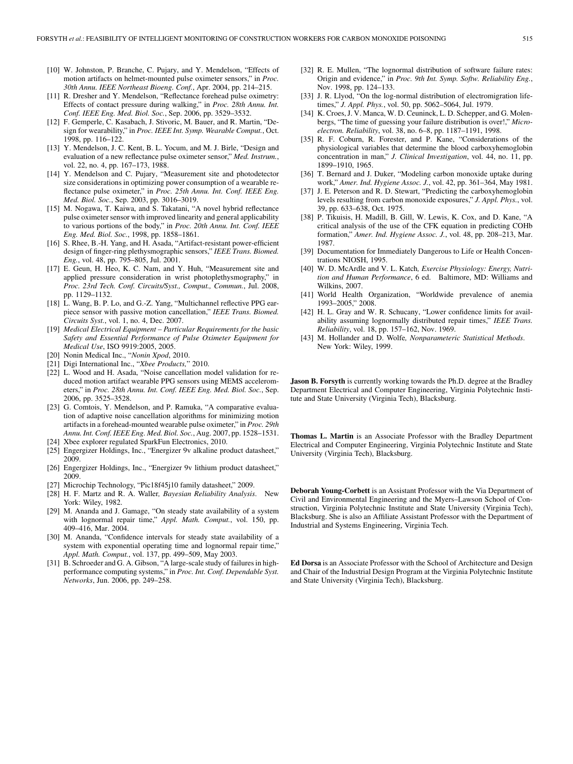[10] W. Johnston, P. Branche, C. Pujary, and Y. Mendelson, "Effects of motion artifacts on helmet-mounted pulse oximeter sensors," in *Proc. 30th Annu. IEEE Northeast Bioeng. Conf.*, Apr. 2004, pp. 214–215.

[11] R. Dresher and Y. Mendelson, "Reflectance forehead pulse oximetry: Effects of contact pressure during walking," in *Proc. 28th Annu. Int. Conf. IEEE Eng. Med. Biol. Soc.*, Sep. 2006, pp. 3529–3532.

[12] F. Gemperle, C. Kasabach, J. Stivoric, M. Bauer, and R. Martin, "Design for wearability," in *Proc. IEEE Int. Symp. Wearable Comput.*, Oct. 1998, pp. 116–122.

[13] Y. Mendelson, J. C. Kent, B. L. Yocum, and M. J. Birle, "Design and evaluation of a new reflectance pulse oximeter sensor," *Med. Instrum.*, vol. 22, no. 4, pp. 167–173, 1988.

[14] Y. Mendelson and C. Pujary, "Measurement site and photodetector size considerations in optimizing power consumption of a wearable reflectance pulse oximeter," in *Proc. 25th Annu. Int. Conf. IEEE Eng. Med. Biol. Soc.*, Sep. 2003, pp. 3016–3019.

[15] M. Nogawa, T. Kaiwa, and S. Takatani, "A novel hybrid reflectance pulse oximeter sensor with improved linearity and general applicability to various portions of the body," in *Proc. 20th Annu. Int. Conf. IEEE Eng. Med. Biol. Soc.*, 1998, pp. 1858–1861.

[16] S. Rhee, B.-H. Yang, and H. Asada, "Artifact-resistant power-efficient design of finger-ring plethysmographic sensors," *IEEE Trans. Biomed. Eng.*, vol. 48, pp. 795–805, Jul. 2001.

[17] E. Geun, H. Heo, K. C. Nam, and Y. Huh, "Measurement site and applied pressure consideration in wrist photoplethysmography," in *Proc. 23rd Tech. Conf. Circuits/Syst., Comput., Commun.*, Jul. 2008, pp. 1129–1132.

[18] L. Wang, B. P. Lo, and G.-Z. Yang, "Multichannel reflective PPG earpiece sensor with passive motion cancellation," *IEEE Trans. Biomed. Circuits Syst.*, vol. 1, no. 4, Dec. 2007.

[19] *Medical Electrical Equipment – Particular Requirements for the basic Safety and Essential Performance of Pulse Oximeter Equipment for Medical Use*, ISO 9919:2005, 2005.

[20] Nonin Medical Inc., "*Nonin Xpod*, 2010.

[21] Digi International Inc., "*Xbee Products*," 2010.

[22] L. Wood and H. Asada, "Noise cancellation model validation for reduced motion artifact wearable PPG sensors using MEMS accelerometers," in *Proc. 28th Annu. Int. Conf. IEEE Eng. Med. Biol. Soc.*, Sep. 2006, pp. 3525–3528.

[23] G. Comtois, Y. Mendelson, and P. Ramuka, "A comparative evaluation of adaptive noise cancellation algorithms for minimizing motion artifacts in a forehead-mounted wearable pulse oximeter," in *Proc. 29th Annu. Int. Conf. IEEE Eng. Med. Biol. Soc.*, Aug. 2007, pp. 1528–1531.

[24] Xbee explorer regulated SparkFun Electronics, 2010.

[25] Engergizer Holdings, Inc., "Energizer 9v alkaline product datasheet," 2009.

[26] Engergizer Holdings, Inc., "Energizer 9v lithium product datasheet," 2009.

[27] Microchip Technology, "Pic18f45j10 family datasheet," 2009.

[28] H. F. Martz and R. A. Waller, *Bayesian Reliability Analysis*. New York: Wiley, 1982.

[29] M. Ananda and J. Gamage, "On steady state availability of a system with lognormal repair time," *Appl. Math. Comput.*, vol. 150, pp. 409–416, Mar. 2004.

[30] M. Ananda, "Confidence intervals for steady state availability of a system with exponential operating time and lognormal repair time," *Appl. Math. Comput.*, vol. 137, pp. 499–509, May 2003.

[31] B. Schroeder and G. A. Gibson, "A large-scale study of failures in high-performance computing systems," in *Proc. Int. Conf. Dependable Syst. Networks*, Jun. 2006, pp. 249–258.

[32] R. E. Mullen, "The lognormal distribution of software failure rates: Origin and evidence," in *Proc. 9th Int. Symp. Softw. Reliability Eng.*, Nov. 1998, pp. 124–133.

[33] J. R. Llyod, "On the log-normal distribution of electromigration lifetimes," *J. Appl. Phys.*, vol. 50, pp. 5062–5064, Jul. 1979.

[34] K. Croes, J. V. Manca, W. D. Ceuninck, L. D. Schepper, and G. Molenbergs, "The time of guessing your failure distribution is over!," *Microelectron. Reliability*, vol. 38, no. 6–8, pp. 1187–1191, 1998.

[35] R. F. Coburn, R. Forester, and P. Kane, "Considerations of the physiological variables that determine the blood carboxyhemoglobin concentration in man," *J. Clinical Investigation*, vol. 44, no. 11, pp. 1899–1910, 1965.

[36] T. Bernard and J. Duker, "Modeling carbon monoxide uptake during work," *Amer. Ind. Hygiene Assoc. J.*, vol. 42, pp. 361–364, May 1981.

[37] J. E. Peterson and R. D. Stewart, "Predicting the carboxyhemoglobin levels resulting from carbon monoxide exposures," *J. Appl. Phys.*, vol. 39, pp. 633–638, Oct. 1975.

[38] P. Tikuisis, H. Madill, B. Gill, W. Lewis, K. Cox, and D. Kane, "A critical analysis of the use of the CFK equation in predicting COHb formation," *Amer. Ind. Hygiene Assoc. J.*, vol. 48, pp. 208–213, Mar. 1987.

[39] Documentation for Immediately Dangerous to Life or Health Concentrations NIOSH, 1995.

[40] W. D. McArdle and V. L. Katch, *Exercise Physiology: Energy, Nutrition and Human Performance*, 6 ed. Baltimore, MD: Williams and Wilkins, 2007.

[41] World Health Organization, "Worldwide prevalence of anemia 1993–2005," 2008.

[42] H. L. Gray and W. R. Schucany, "Lower confidence limits for availability assuming lognormally distributed repair times," *IEEE Trans. Reliability*, vol. 18, pp. 157–162, Nov. 1969.

[43] M. Hollander and D. Wolfe, *Nonparameteric Statistical Methods*. New York: Wiley, 1999.

**Jason B. Forsyth** is currently working towards the Ph.D. degree at the Bradley Department Electrical and Computer Engineering, Virginia Polytechnic Institute and State University (Virginia Tech), Blacksburg.

**Thomas L. Martin** is an Associate Professor with the Bradley Department Electrical and Computer Engineering, Virginia Polytechnic Institute and State University (Virginia Tech), Blacksburg.

**Deborah Young-Corbett** is an Assistant Professor with the Via Department of Civil and Environmental Engineering and the Myers–Lawson School of Construction, Virginia Polytechnic Institute and State University (Virginia Tech), Blacksburg. She is also an Affiliate Assistant Professor with the Department of Industrial and Systems Engineering, Virginia Tech.

**Ed Dorsa** is an Associate Professor with the School of Architecture and Design and Chair of the Industrial Design Program at the Virginia Polytechnic Institute and State University (Virginia Tech), Blacksburg.